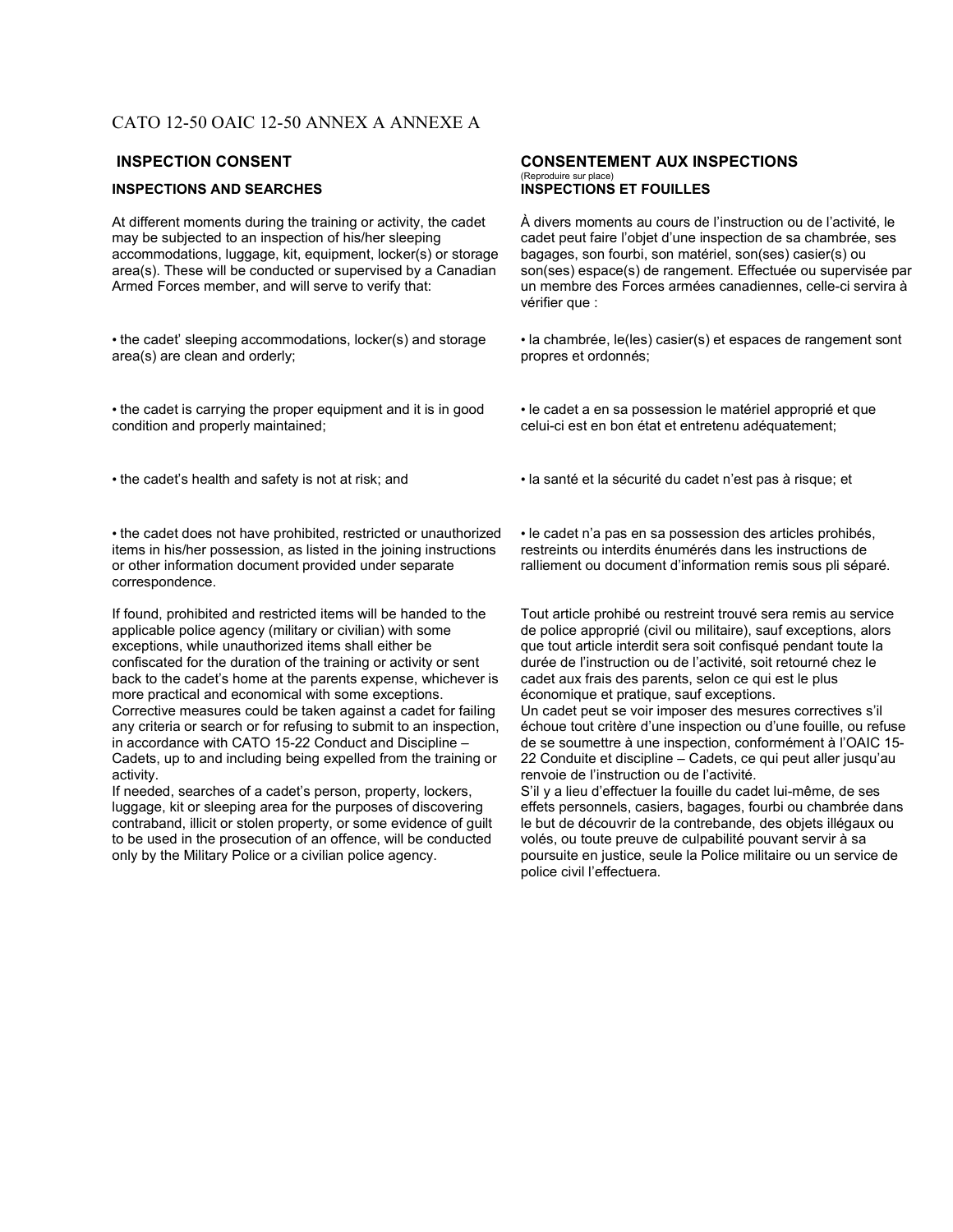CATO 12-50 OAIC 12-50 ANNEX A ANNEXE A

## INSPECTION CONSENT

### INSPECTIONS AND SEARCHES

At different moments during the training or activity, the cadet may be subjected to an inspection of his/her sleeping accommodations, luggage, kit, equipment, locker(s) or storage area(s). These will be conducted or supervised by a Canadian Armed Forces member, and will serve to verify that:

- the cadet' sleeping accommodations, locker(s) and storage area(s) are clean and orderly;
- the cadet is carrying the proper equipment and it is in good condition and properly maintained;
- the cadet's health and safety is not at risk; and
- the cadet does not have prohibited, restricted or unauthorized items in his/her possession, as listed in the joining instructions or other information document provided under separate correspondence.

If found, prohibited and restricted items will be handed to the applicable police agency (military or civilian) with some exceptions, while unauthorized items shall either be confiscated for the duration of the training or activity or sent back to the cadet's home at the parents expense, whichever is more practical and economical with some exceptions.
Corrective measures could be taken against a cadet for failing any criteria or search or for refusing to submit to an inspection, in accordance with CATO 15-22 Conduct and Discipline – Cadets, up to and including being expelled from the training or activity.
If needed, searches of a cadet's person, property, lockers, luggage, kit or sleeping area for the purposes of discovering contraband, illicit or stolen property, or some evidence of guilt to be used in the prosecution of an offence, will be conducted only by the Military Police or a civilian police agency.

## CONSENTEMENT AUX INSPECTIONS

(Reproduire sur place)

### INSPECTIONS ET FOUILLES

À divers moments au cours de l'instruction ou de l'activité, le cadet peut faire l'objet d'une inspection de sa chambrée, ses bagages, son fourbi, son matériel, son(ses) casier(s) ou son(ses) espace(s) de rangement. Effectuée ou supervisée par un membre des Forces armées canadiennes, celle-ci servira à vérifier que :

- la chambrée, le(les) casier(s) et espaces de rangement sont propres et ordonnés;
- le cadet a en sa possession le matériel approprié et que celui-ci est en bon état et entretenu adéquatement;
- la santé et la sécurité du cadet n'est pas à risque; et
- le cadet n'a pas en sa possession des articles prohibés, restreints ou interdits énumérés dans les instructions de ralliement ou document d'information remis sous pli séparé.

Tout article prohibé ou restreint trouvé sera remis au service de police approprié (civil ou militaire), sauf exceptions, alors que tout article interdit sera soit confisqué pendant toute la durée de l'instruction ou de l'activité, soit retourné chez le cadet aux frais des parents, selon ce qui est le plus économique et pratique, sauf exceptions.
Un cadet peut se voir imposer des mesures correctives s'il échoue tout critère d'une inspection ou d'une fouille, ou refuse de se soumettre à une inspection, conformément à l'OAIC 15-22 Conduite et discipline – Cadets, ce qui peut aller jusqu'au renvoie de l'instruction ou de l'activité.
S'il y a lieu d'effectuer la fouille du cadet lui-même, de ses effets personnels, casiers, bagages, fourbi ou chambrée dans le but de découvrir de la contrebande, des objets illégaux ou volés, ou toute preuve de culpabilité pouvant servir à sa poursuite en justice, seule la Police militaire ou un service de police civil l'effectuera.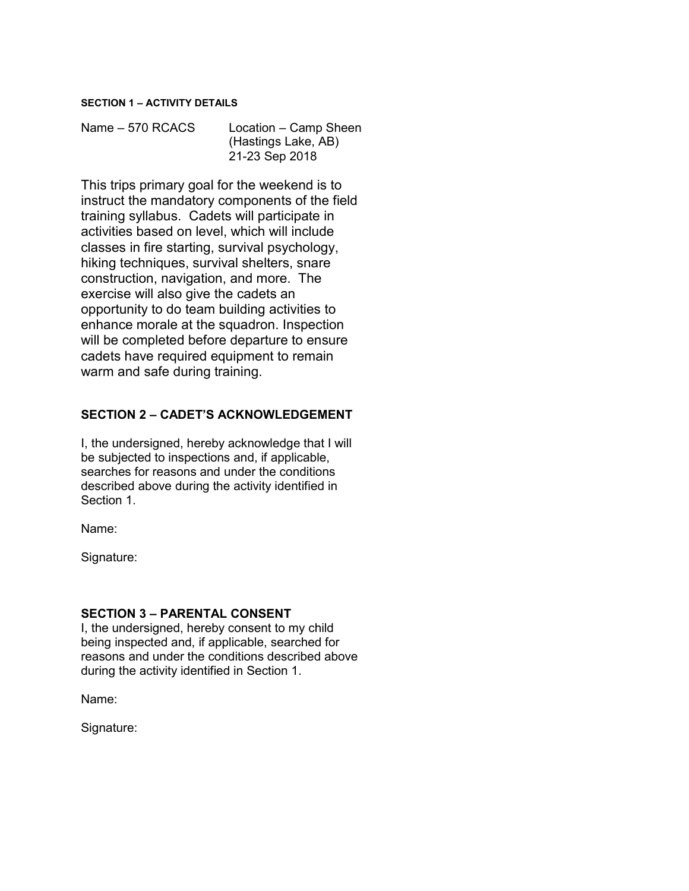## SECTION 1 – ACTIVITY DETAILS

Name – 570 RCACS

Location – Camp Sheen (Hastings Lake, AB) 21-23 Sep 2018

This trips primary goal for the weekend is to instruct the mandatory components of the field training syllabus. Cadets will participate in activities based on level, which will include classes in fire starting, survival psychology, hiking techniques, survival shelters, snare construction, navigation, and more. The exercise will also give the cadets an opportunity to do team building activities to enhance morale at the squadron. Inspection will be completed before departure to ensure cadets have required equipment to remain warm and safe during training.

## SECTION 2 – CADET'S ACKNOWLEDGEMENT

I, the undersigned, hereby acknowledge that I will be subjected to inspections and, if applicable, searches for reasons and under the conditions described above during the activity identified in Section 1.

Name:

Signature:

## SECTION 3 – PARENTAL CONSENT

I, the undersigned, hereby consent to my child being inspected and, if applicable, searched for reasons and under the conditions described above during the activity identified in Section 1.

Name:

Signature: